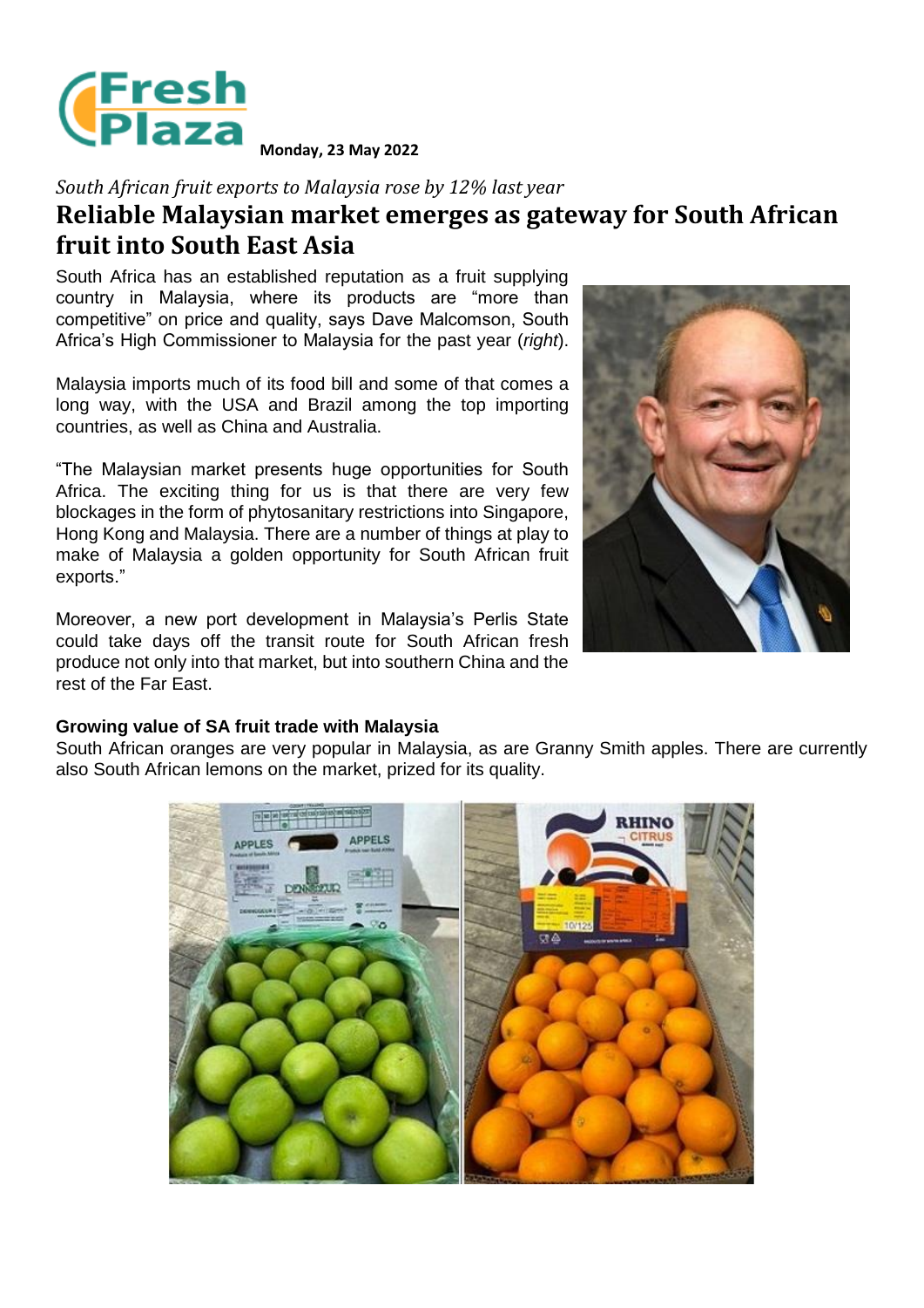Fresh Plaza

**Monday, 23 May 2022**

*South African fruit exports to Malaysia rose by 12% last year*

# Reliable Malaysian market emerges as gateway for South African fruit into South East Asia

South Africa has an established reputation as a fruit supplying country in Malaysia, where its products are "more than competitive" on price and quality, says Dave Malcomson, South Africa's High Commissioner to Malaysia for the past year (*right*).

Malaysia imports much of its food bill and some of that comes a long way, with the USA and Brazil among the top importing countries, as well as China and Australia.

"The Malaysian market presents huge opportunities for South Africa. The exciting thing for us is that there are very few blockages in the form of phytosanitary restrictions into Singapore, Hong Kong and Malaysia. There are a number of things at play to make of Malaysia a golden opportunity for South African fruit exports."

Moreover, a new port development in Malaysia's Perlis State could take days off the transit route for South African fresh produce not only into that market, but into southern China and the rest of the Far East.

### Growing value of SA fruit trade with Malaysia

South African oranges are very popular in Malaysia, as are Granny Smith apples. There are currently also South African lemons on the market, prized for its quality.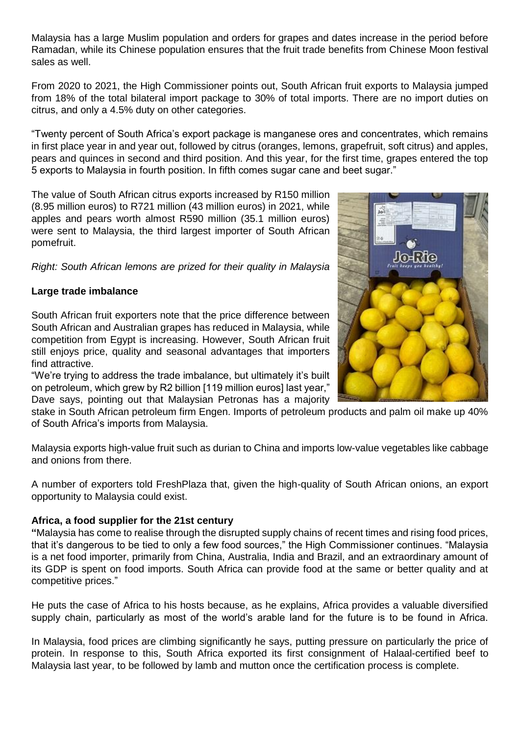Malaysia has a large Muslim population and orders for grapes and dates increase in the period before Ramadan, while its Chinese population ensures that the fruit trade benefits from Chinese Moon festival sales as well.

From 2020 to 2021, the High Commissioner points out, South African fruit exports to Malaysia jumped from 18% of the total bilateral import package to 30% of total imports. There are no import duties on citrus, and only a 4.5% duty on other categories.

"Twenty percent of South Africa's export package is manganese ores and concentrates, which remains in first place year in and year out, followed by citrus (oranges, lemons, grapefruit, soft citrus) and apples, pears and quinces in second and third position. And this year, for the first time, grapes entered the top 5 exports to Malaysia in fourth position. In fifth comes sugar cane and beet sugar."

The value of South African citrus exports increased by R150 million (8.95 million euros) to R721 million (43 million euros) in 2021, while apples and pears worth almost R590 million (35.1 million euros) were sent to Malaysia, the third largest importer of South African pomefruit.

*Right: South African lemons are prized for their quality in Malaysia*

**Large trade imbalance**

South African fruit exporters note that the price difference between South African and Australian grapes has reduced in Malaysia, while competition from Egypt is increasing. However, South African fruit still enjoys price, quality and seasonal advantages that importers find attractive.

"We're trying to address the trade imbalance, but ultimately it's built on petroleum, which grew by R2 billion [119 million euros] last year," Dave says, pointing out that Malaysian Petronas has a majority stake in South African petroleum firm Engen. Imports of petroleum products and palm oil make up 40% of South Africa's imports from Malaysia.

Malaysia exports high-value fruit such as durian to China and imports low-value vegetables like cabbage and onions from there.

A number of exporters told FreshPlaza that, given the high-quality of South African onions, an export opportunity to Malaysia could exist.

**Africa, a food supplier for the 21st century**

"Malaysia has come to realise through the disrupted supply chains of recent times and rising food prices, that it's dangerous to be tied to only a few food sources," the High Commissioner continues. "Malaysia is a net food importer, primarily from China, Australia, India and Brazil, and an extraordinary amount of its GDP is spent on food imports. South Africa can provide food at the same or better quality and at competitive prices."

He puts the case of Africa to his hosts because, as he explains, Africa provides a valuable diversified supply chain, particularly as most of the world's arable land for the future is to be found in Africa.

In Malaysia, food prices are climbing significantly he says, putting pressure on particularly the price of protein. In response to this, South Africa exported its first consignment of Halaal-certified beef to Malaysia last year, to be followed by lamb and mutton once the certification process is complete.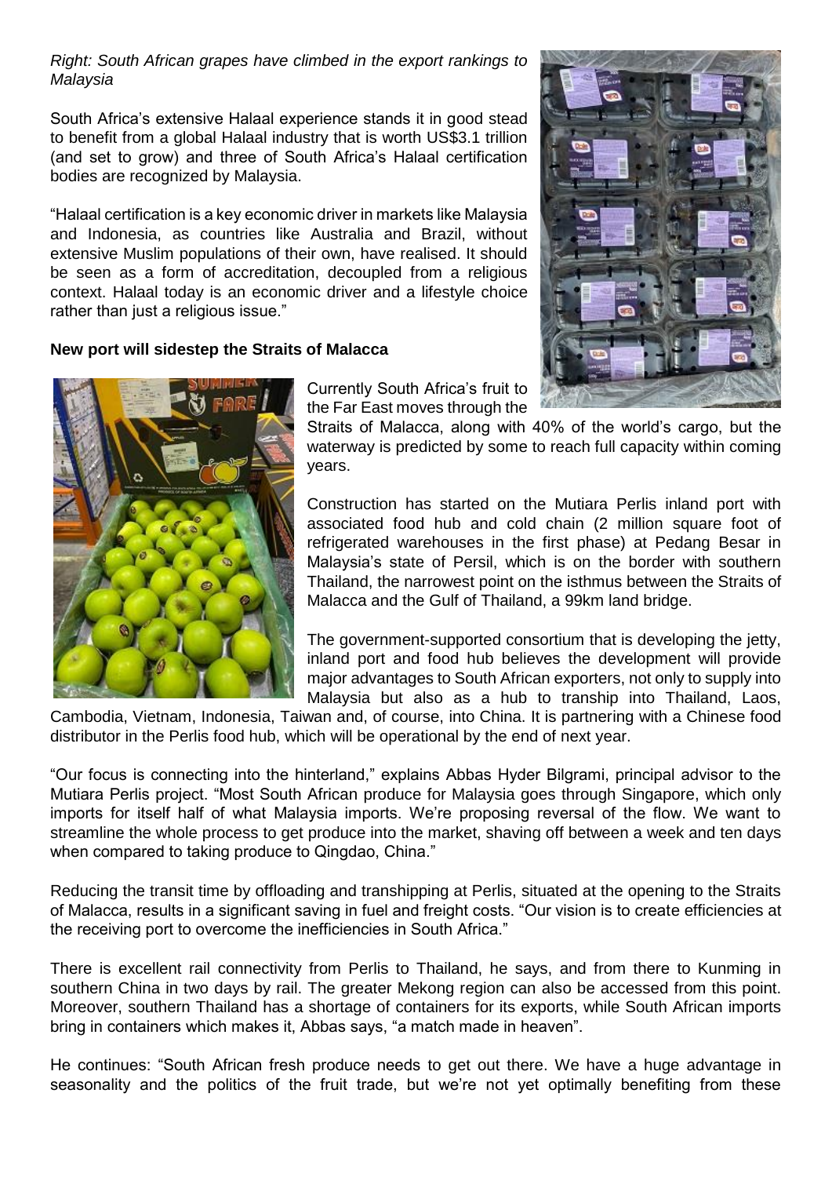*Right: South African grapes have climbed in the export rankings to Malaysia*

South Africa's extensive Halaal experience stands it in good stead to benefit from a global Halaal industry that is worth US$3.1 trillion (and set to grow) and three of South Africa's Halaal certification bodies are recognized by Malaysia.

"Halaal certification is a key economic driver in markets like Malaysia and Indonesia, as countries like Australia and Brazil, without extensive Muslim populations of their own, have realised. It should be seen as a form of accreditation, decoupled from a religious context. Halaal today is an economic driver and a lifestyle choice rather than just a religious issue."

**New port will sidestep the Straits of Malacca**

Currently South Africa's fruit to the Far East moves through the Straits of Malacca, along with 40% of the world's cargo, but the waterway is predicted by some to reach full capacity within coming years.

Construction has started on the Mutiara Perlis inland port with associated food hub and cold chain (2 million square foot of refrigerated warehouses in the first phase) at Pedang Besar in Malaysia's state of Persil, which is on the border with southern Thailand, the narrowest point on the isthmus between the Straits of Malacca and the Gulf of Thailand, a 99km land bridge.

The government-supported consortium that is developing the jetty, inland port and food hub believes the development will provide major advantages to South African exporters, not only to supply into Malaysia but also as a hub to tranship into Thailand, Laos, Cambodia, Vietnam, Indonesia, Taiwan and, of course, into China. It is partnering with a Chinese food distributor in the Perlis food hub, which will be operational by the end of next year.

"Our focus is connecting into the hinterland," explains Abbas Hyder Bilgrami, principal advisor to the Mutiara Perlis project. "Most South African produce for Malaysia goes through Singapore, which only imports for itself half of what Malaysia imports. We're proposing reversal of the flow. We want to streamline the whole process to get produce into the market, shaving off between a week and ten days when compared to taking produce to Qingdao, China."

Reducing the transit time by offloading and transhipping at Perlis, situated at the opening to the Straits of Malacca, results in a significant saving in fuel and freight costs. "Our vision is to create efficiencies at the receiving port to overcome the inefficiencies in South Africa."

There is excellent rail connectivity from Perlis to Thailand, he says, and from there to Kunming in southern China in two days by rail. The greater Mekong region can also be accessed from this point. Moreover, southern Thailand has a shortage of containers for its exports, while South African imports bring in containers which makes it, Abbas says, "a match made in heaven".

He continues: "South African fresh produce needs to get out there. We have a huge advantage in seasonality and the politics of the fruit trade, but we're not yet optimally benefiting from these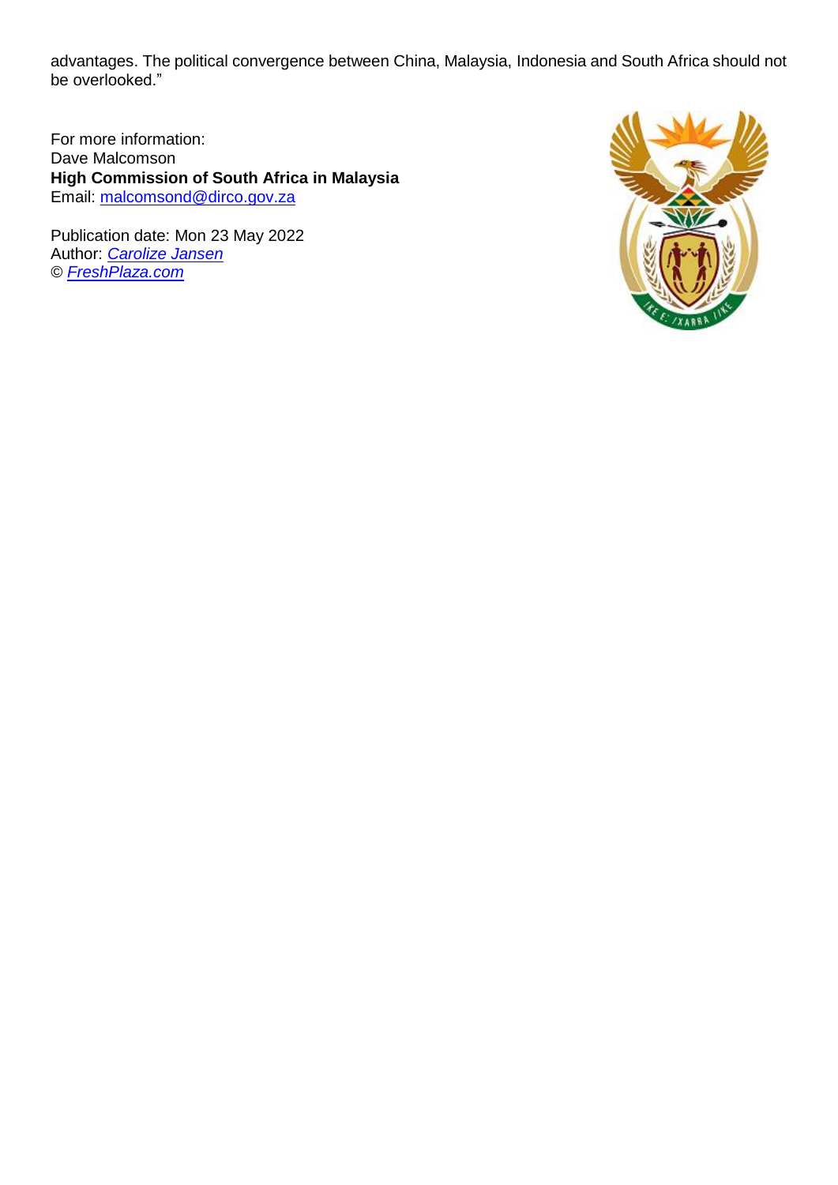advantages. The political convergence between China, Malaysia, Indonesia and South Africa should not be overlooked."

For more information:
Dave Malcomson
**High Commission of South Africa in Malaysia**
Email: malcomsond@dirco.gov.za

Publication date: Mon 23 May 2022
Author: *Carolize Jansen*
© *FreshPlaza.com*